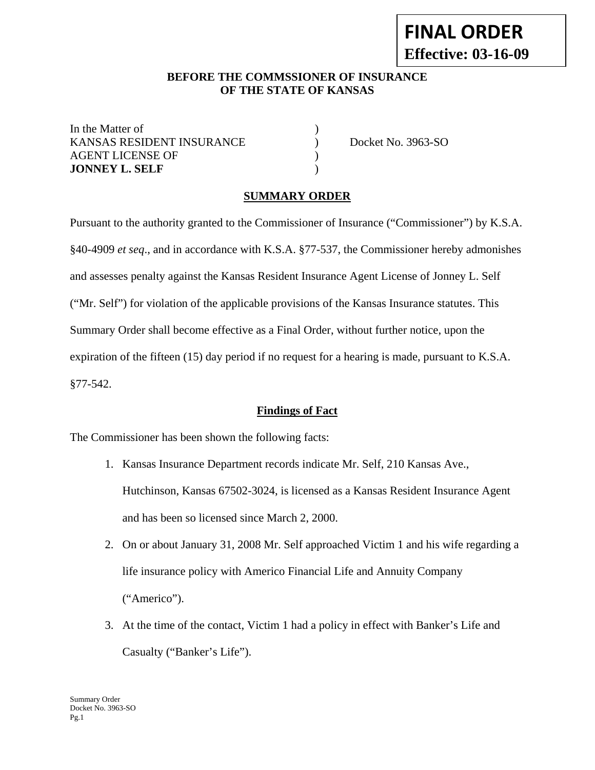**FINAL ORDER**
**Effective: 03-16-09**

**BEFORE THE COMMSSIONER OF INSURANCE**
**OF THE STATE OF KANSAS**

| | | |
|---|---|---|
| In the Matter of | ) | |
| KANSAS RESIDENT INSURANCE | ) | Docket No. 3963-SO |
| AGENT LICENSE OF | ) | |
| **JONNEY L. SELF** | ) | |

## SUMMARY ORDER

Pursuant to the authority granted to the Commissioner of Insurance ("Commissioner") by K.S.A. §40-4909 *et seq*., and in accordance with K.S.A. §77-537, the Commissioner hereby admonishes and assesses penalty against the Kansas Resident Insurance Agent License of Jonney L. Self ("Mr. Self") for violation of the applicable provisions of the Kansas Insurance statutes. This Summary Order shall become effective as a Final Order, without further notice, upon the expiration of the fifteen (15) day period if no request for a hearing is made, pursuant to K.S.A. §77-542.

### Findings of Fact

The Commissioner has been shown the following facts:

1. Kansas Insurance Department records indicate Mr. Self, 210 Kansas Ave., Hutchinson, Kansas 67502-3024, is licensed as a Kansas Resident Insurance Agent and has been so licensed since March 2, 2000.
2. On or about January 31, 2008 Mr. Self approached Victim 1 and his wife regarding a life insurance policy with Americo Financial Life and Annuity Company ("Americo").
3. At the time of the contact, Victim 1 had a policy in effect with Banker's Life and Casualty ("Banker's Life").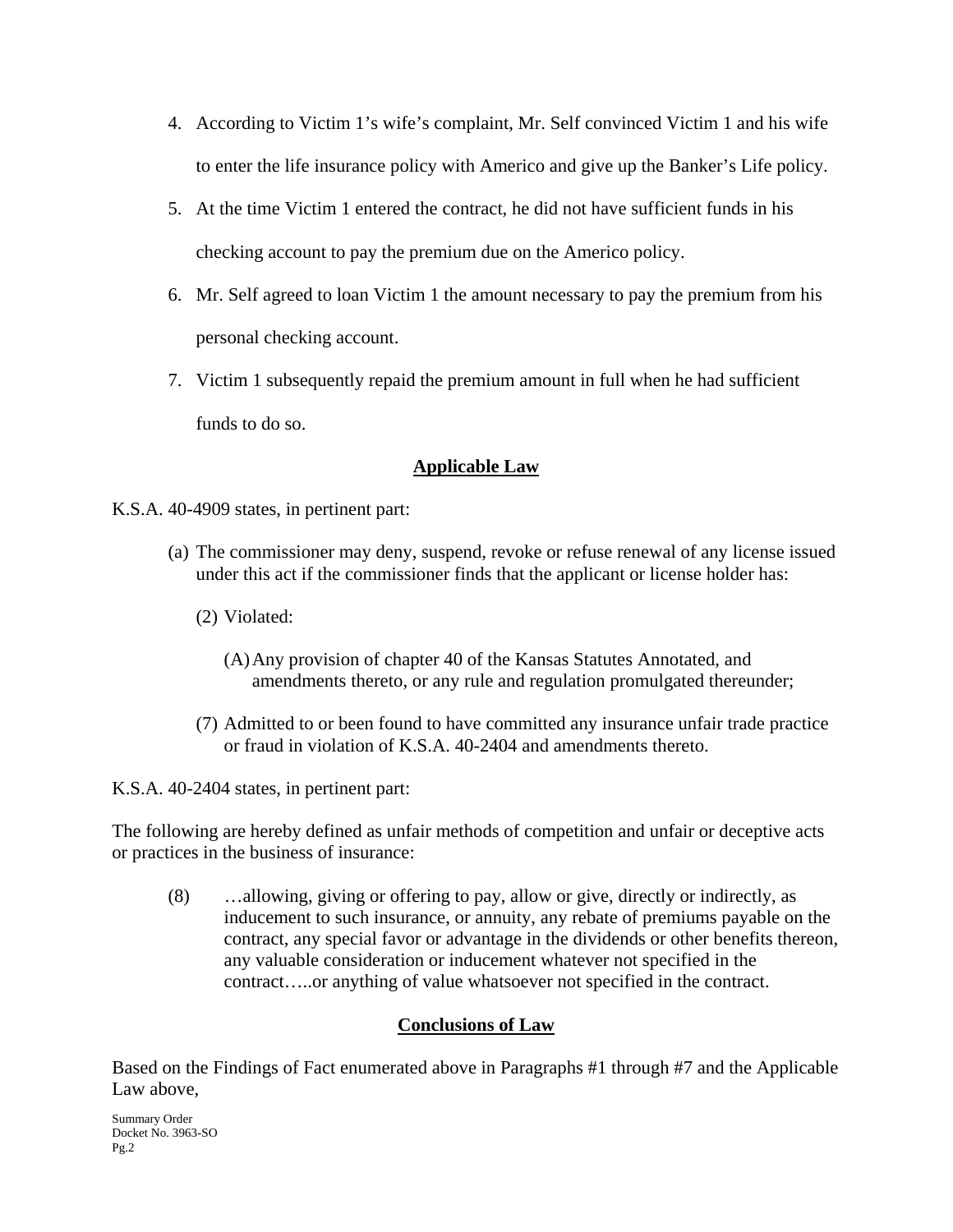4. According to Victim 1's wife's complaint, Mr. Self convinced Victim 1 and his wife to enter the life insurance policy with Americo and give up the Banker's Life policy.

5. At the time Victim 1 entered the contract, he did not have sufficient funds in his checking account to pay the premium due on the Americo policy.

6. Mr. Self agreed to loan Victim 1 the amount necessary to pay the premium from his personal checking account.

7. Victim 1 subsequently repaid the premium amount in full when he had sufficient funds to do so.

## Applicable Law

K.S.A. 40-4909 states, in pertinent part:

(a) The commissioner may deny, suspend, revoke or refuse renewal of any license issued under this act if the commissioner finds that the applicant or license holder has:

   (2) Violated:

      (A) Any provision of chapter 40 of the Kansas Statutes Annotated, and amendments thereto, or any rule and regulation promulgated thereunder;

   (7) Admitted to or been found to have committed any insurance unfair trade practice or fraud in violation of K.S.A. 40-2404 and amendments thereto.

K.S.A. 40-2404 states, in pertinent part:

The following are hereby defined as unfair methods of competition and unfair or deceptive acts or practices in the business of insurance:

(8) …allowing, giving or offering to pay, allow or give, directly or indirectly, as inducement to such insurance, or annuity, any rebate of premiums payable on the contract, any special favor or advantage in the dividends or other benefits thereon, any valuable consideration or inducement whatever not specified in the contract…..or anything of value whatsoever not specified in the contract.

## Conclusions of Law

Based on the Findings of Fact enumerated above in Paragraphs #1 through #7 and the Applicable Law above,

Summary Order
Docket No. 3963-SO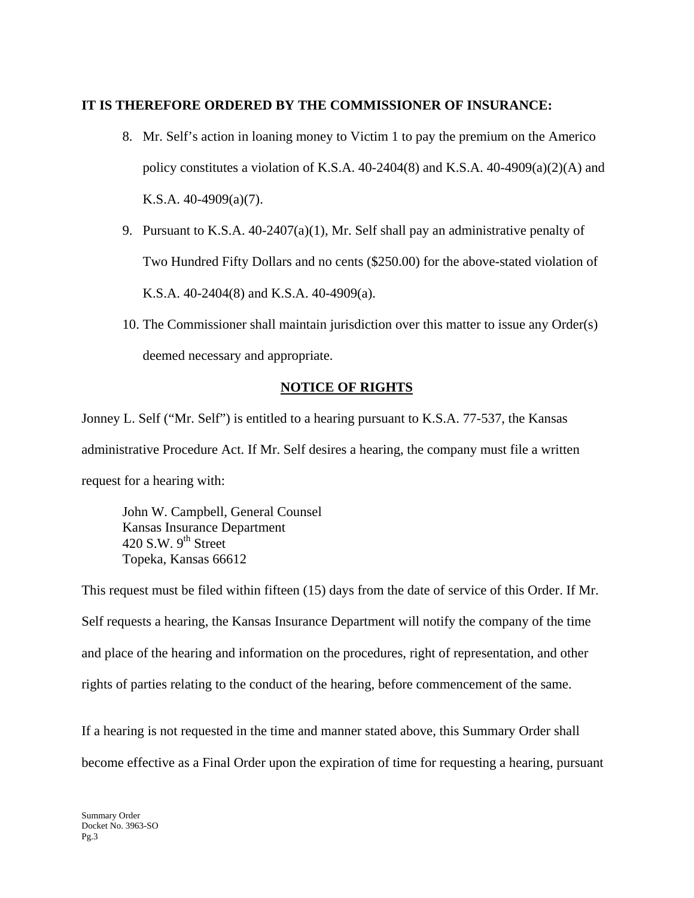**IT IS THEREFORE ORDERED BY THE COMMISSIONER OF INSURANCE:**

8. Mr. Self's action in loaning money to Victim 1 to pay the premium on the Americo policy constitutes a violation of K.S.A. 40-2404(8) and K.S.A. 40-4909(a)(2)(A) and K.S.A. 40-4909(a)(7).

9. Pursuant to K.S.A. 40-2407(a)(1), Mr. Self shall pay an administrative penalty of Two Hundred Fifty Dollars and no cents ($250.00) for the above-stated violation of K.S.A. 40-2404(8) and K.S.A. 40-4909(a).

10. The Commissioner shall maintain jurisdiction over this matter to issue any Order(s) deemed necessary and appropriate.

## NOTICE OF RIGHTS

Jonney L. Self ("Mr. Self") is entitled to a hearing pursuant to K.S.A. 77-537, the Kansas administrative Procedure Act. If Mr. Self desires a hearing, the company must file a written request for a hearing with:

> John W. Campbell, General Counsel
> Kansas Insurance Department
> 420 S.W. 9th Street
> Topeka, Kansas 66612

This request must be filed within fifteen (15) days from the date of service of this Order. If Mr. Self requests a hearing, the Kansas Insurance Department will notify the company of the time and place of the hearing and information on the procedures, right of representation, and other rights of parties relating to the conduct of the hearing, before commencement of the same.

If a hearing is not requested in the time and manner stated above, this Summary Order shall become effective as a Final Order upon the expiration of time for requesting a hearing, pursuant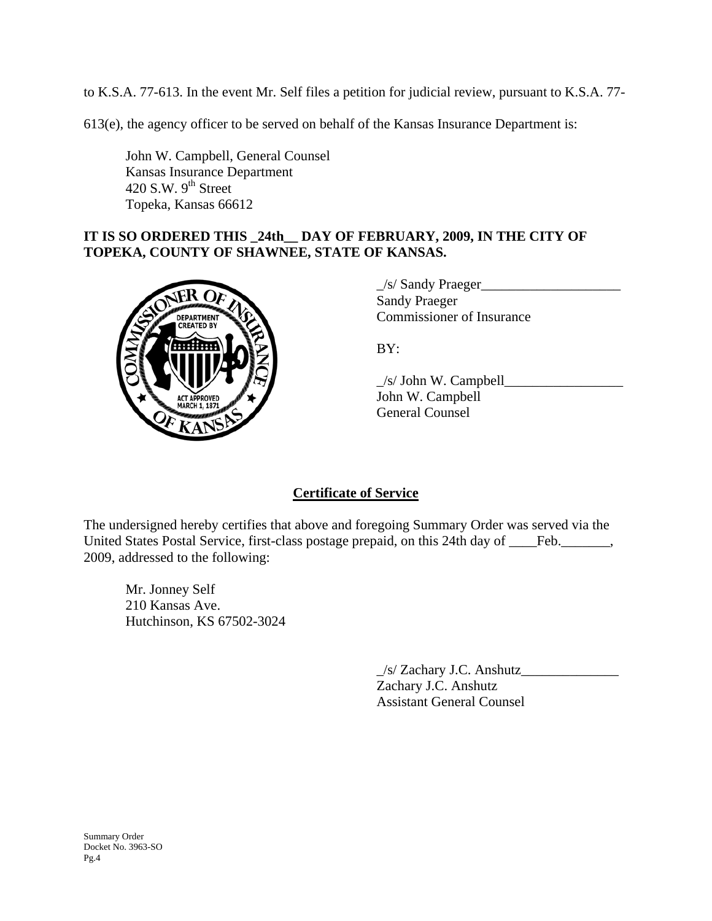to K.S.A. 77-613. In the event Mr. Self files a petition for judicial review, pursuant to K.S.A. 77-613(e), the agency officer to be served on behalf of the Kansas Insurance Department is:

John W. Campbell, General Counsel
Kansas Insurance Department
420 S.W. 9th Street
Topeka, Kansas 66612

**IT IS SO ORDERED THIS _24th__ DAY OF FEBRUARY, 2009, IN THE CITY OF TOPEKA, COUNTY OF SHAWNEE, STATE OF KANSAS.**

_/s/ Sandy Praeger____________________
Sandy Praeger
Commissioner of Insurance

BY:

_/s/ John W. Campbell_________________
John W. Campbell
General Counsel

## Certificate of Service

The undersigned hereby certifies that above and foregoing Summary Order was served via the United States Postal Service, first-class postage prepaid, on this 24th day of ____Feb._______, 2009, addressed to the following:

Mr. Jonney Self
210 Kansas Ave.
Hutchinson, KS 67502-3024

_/s/ Zachary J.C. Anshutz______________
Zachary J.C. Anshutz
Assistant General Counsel

Summary Order
Docket No. 3963-SO